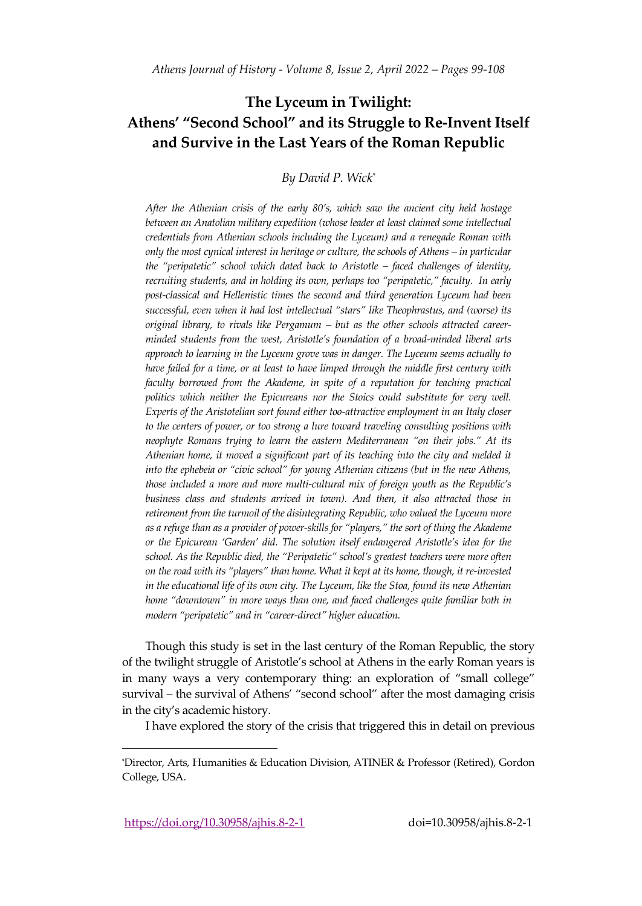# The Lyceum in Twilight: Athens' "Second School" and its Struggle to Re-Invent Itself and Survive in the Last Years of the Roman Republic

*By David P. Wick*[*]

*After the Athenian crisis of the early 80's, which saw the ancient city held hostage between an Anatolian military expedition (whose leader at least claimed some intellectual credentials from Athenian schools including the Lyceum) and a renegade Roman with only the most cynical interest in heritage or culture, the schools of Athens – in particular the "peripatetic" school which dated back to Aristotle – faced challenges of identity, recruiting students, and in holding its own, perhaps too "peripatetic," faculty. In early post-classical and Hellenistic times the second and third generation Lyceum had been successful, even when it had lost intellectual "stars" like Theophrastus, and (worse) its original library, to rivals like Pergamum – but as the other schools attracted career-minded students from the west, Aristotle's foundation of a broad-minded liberal arts approach to learning in the Lyceum grove was in danger. The Lyceum seems actually to have failed for a time, or at least to have limped through the middle first century with faculty borrowed from the Akademe, in spite of a reputation for teaching practical politics which neither the Epicureans nor the Stoics could substitute for very well. Experts of the Aristotelian sort found either too-attractive employment in an Italy closer to the centers of power, or too strong a lure toward traveling consulting positions with neophyte Romans trying to learn the eastern Mediterranean "on their jobs." At its Athenian home, it moved a significant part of its teaching into the city and melded it into the ephebeia or "civic school" for young Athenian citizens (but in the new Athens, those included a more and more multi-cultural mix of foreign youth as the Republic's business class and students arrived in town). And then, it also attracted those in retirement from the turmoil of the disintegrating Republic, who valued the Lyceum more as a refuge than as a provider of power-skills for "players," the sort of thing the Akademe or the Epicurean 'Garden' did. The solution itself endangered Aristotle's idea for the school. As the Republic died, the "Peripatetic" school's greatest teachers were more often on the road with its "players" than home. What it kept at its home, though, it re-invested in the educational life of its own city. The Lyceum, like the Stoa, found its new Athenian home "downtown" in more ways than one, and faced challenges quite familiar both in modern "peripatetic" and in "career-direct" higher education.*

Though this study is set in the last century of the Roman Republic, the story of the twilight struggle of Aristotle's school at Athens in the early Roman years is in many ways a very contemporary thing: an exploration of "small college" survival – the survival of Athens' "second school" after the most damaging crisis in the city's academic history.

I have explored the story of the crisis that triggered this in detail on previous

---

[*] Director, Arts, Humanities & Education Division, ATINER & Professor (Retired), Gordon College, USA.

https://doi.org/10.30958/ajhis.8-2-1 doi=10.30958/ajhis.8-2-1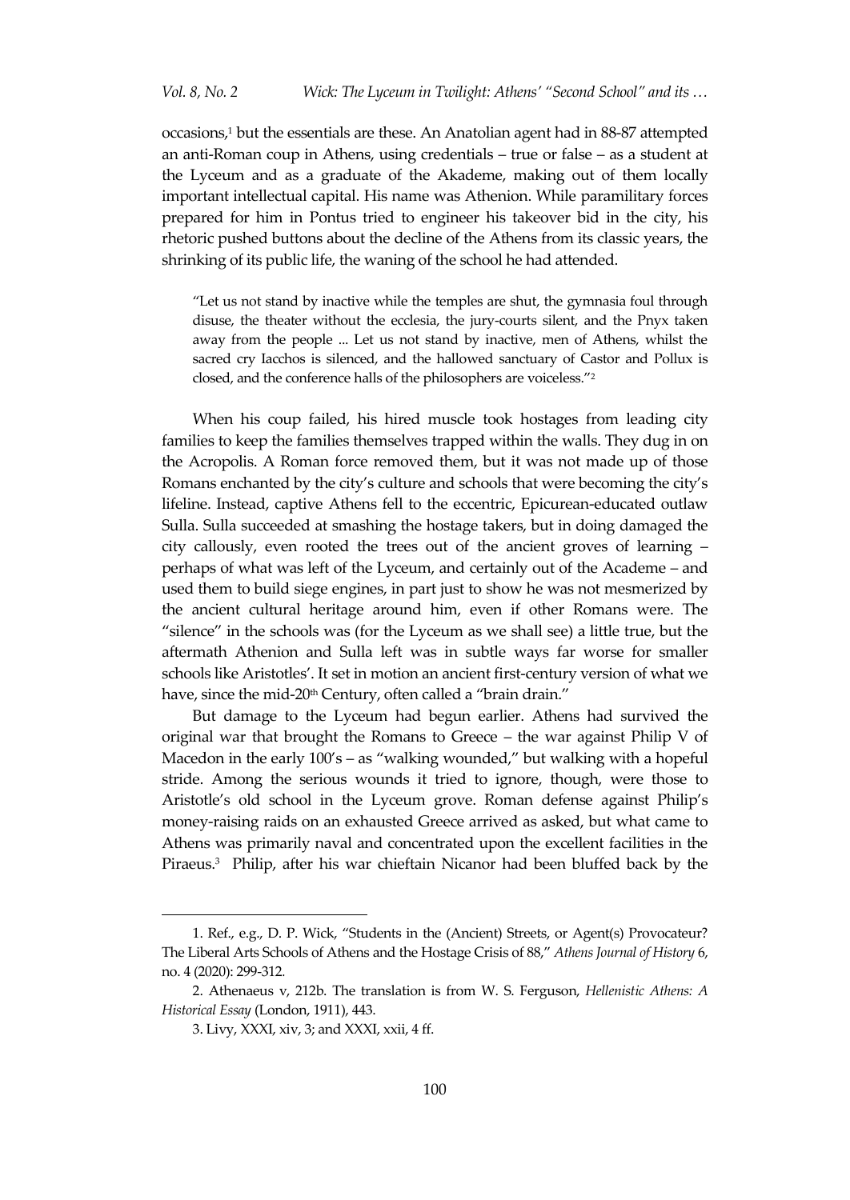occasions,[1] but the essentials are these. An Anatolian agent had in 88-87 attempted an anti-Roman coup in Athens, using credentials – true or false – as a student at the Lyceum and as a graduate of the Akademe, making out of them locally important intellectual capital. His name was Athenion. While paramilitary forces prepared for him in Pontus tried to engineer his takeover bid in the city, his rhetoric pushed buttons about the decline of the Athens from its classic years, the shrinking of its public life, the waning of the school he had attended.

> "Let us not stand by inactive while the temples are shut, the gymnasia foul through disuse, the theater without the ecclesia, the jury-courts silent, and the Pnyx taken away from the people ... Let us not stand by inactive, men of Athens, whilst the sacred cry Iacchos is silenced, and the hallowed sanctuary of Castor and Pollux is closed, and the conference halls of the philosophers are voiceless."[2]

When his coup failed, his hired muscle took hostages from leading city families to keep the families themselves trapped within the walls. They dug in on the Acropolis. A Roman force removed them, but it was not made up of those Romans enchanted by the city's culture and schools that were becoming the city's lifeline. Instead, captive Athens fell to the eccentric, Epicurean-educated outlaw Sulla. Sulla succeeded at smashing the hostage takers, but in doing damaged the city callously, even rooted the trees out of the ancient groves of learning – perhaps of what was left of the Lyceum, and certainly out of the Academe – and used them to build siege engines, in part just to show he was not mesmerized by the ancient cultural heritage around him, even if other Romans were. The "silence" in the schools was (for the Lyceum as we shall see) a little true, but the aftermath Athenion and Sulla left was in subtle ways far worse for smaller schools like Aristotles'. It set in motion an ancient first-century version of what we have, since the mid-20th Century, often called a "brain drain."

But damage to the Lyceum had begun earlier. Athens had survived the original war that brought the Romans to Greece – the war against Philip V of Macedon in the early 100's – as "walking wounded," but walking with a hopeful stride. Among the serious wounds it tried to ignore, though, were those to Aristotle's old school in the Lyceum grove. Roman defense against Philip's money-raising raids on an exhausted Greece arrived as asked, but what came to Athens was primarily naval and concentrated upon the excellent facilities in the Piraeus.[3] Philip, after his war chieftain Nicanor had been bluffed back by the

---

1. Ref., e.g., D. P. Wick, "Students in the (Ancient) Streets, or Agent(s) Provocateur? The Liberal Arts Schools of Athens and the Hostage Crisis of 88," *Athens Journal of History* 6, no. 4 (2020): 299-312.

2. Athenaeus v, 212b. The translation is from W. S. Ferguson, *Hellenistic Athens: A Historical Essay* (London, 1911), 443.

3. Livy, XXXI, xiv, 3; and XXXI, xxii, 4 ff.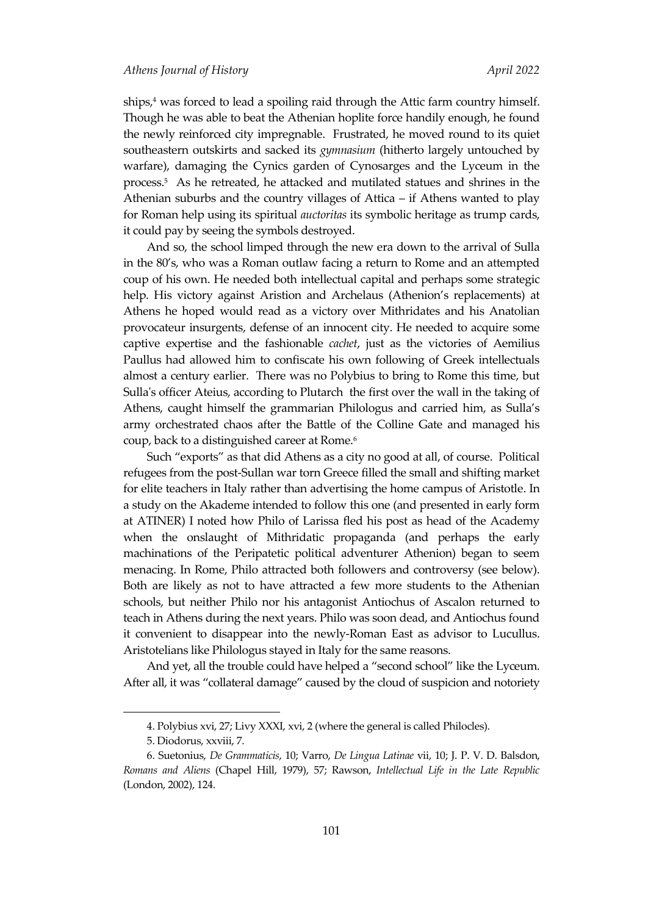ships,[4] was forced to lead a spoiling raid through the Attic farm country himself. Though he was able to beat the Athenian hoplite force handily enough, he found the newly reinforced city impregnable. Frustrated, he moved round to its quiet southeastern outskirts and sacked its *gymnasium* (hitherto largely untouched by warfare), damaging the Cynics garden of Cynosarges and the Lyceum in the process.[5] As he retreated, he attacked and mutilated statues and shrines in the Athenian suburbs and the country villages of Attica – if Athens wanted to play for Roman help using its spiritual *auctoritas* its symbolic heritage as trump cards, it could pay by seeing the symbols destroyed.

And so, the school limped through the new era down to the arrival of Sulla in the 80's, who was a Roman outlaw facing a return to Rome and an attempted coup of his own. He needed both intellectual capital and perhaps some strategic help. His victory against Aristion and Archelaus (Athenion's replacements) at Athens he hoped would read as a victory over Mithridates and his Anatolian provocateur insurgents, defense of an innocent city. He needed to acquire some captive expertise and the fashionable *cachet*, just as the victories of Aemilius Paullus had allowed him to confiscate his own following of Greek intellectuals almost a century earlier. There was no Polybius to bring to Rome this time, but Sulla's officer Ateius, according to Plutarch the first over the wall in the taking of Athens, caught himself the grammarian Philologus and carried him, as Sulla's army orchestrated chaos after the Battle of the Colline Gate and managed his coup, back to a distinguished career at Rome.[6]

Such "exports" as that did Athens as a city no good at all, of course. Political refugees from the post-Sullan war torn Greece filled the small and shifting market for elite teachers in Italy rather than advertising the home campus of Aristotle. In a study on the Akademe intended to follow this one (and presented in early form at ATINER) I noted how Philo of Larissa fled his post as head of the Academy when the onslaught of Mithridatic propaganda (and perhaps the early machinations of the Peripatetic political adventurer Athenion) began to seem menacing. In Rome, Philo attracted both followers and controversy (see below). Both are likely as not to have attracted a few more students to the Athenian schools, but neither Philo nor his antagonist Antiochus of Ascalon returned to teach in Athens during the next years. Philo was soon dead, and Antiochus found it convenient to disappear into the newly-Roman East as advisor to Lucullus. Aristotelians like Philologus stayed in Italy for the same reasons.

And yet, all the trouble could have helped a "second school" like the Lyceum. After all, it was "collateral damage" caused by the cloud of suspicion and notoriety

---

4. Polybius xvi, 27; Livy XXXI, xvi, 2 (where the general is called Philocles).

5. Diodorus, xxviii, 7.

6. Suetonius, *De Grammaticis*, 10; Varro, *De Lingua Latinae* vii, 10; J. P. V. D. Balsdon, *Romans and Aliens* (Chapel Hill, 1979), 57; Rawson, *Intellectual Life in the Late Republic* (London, 2002), 124.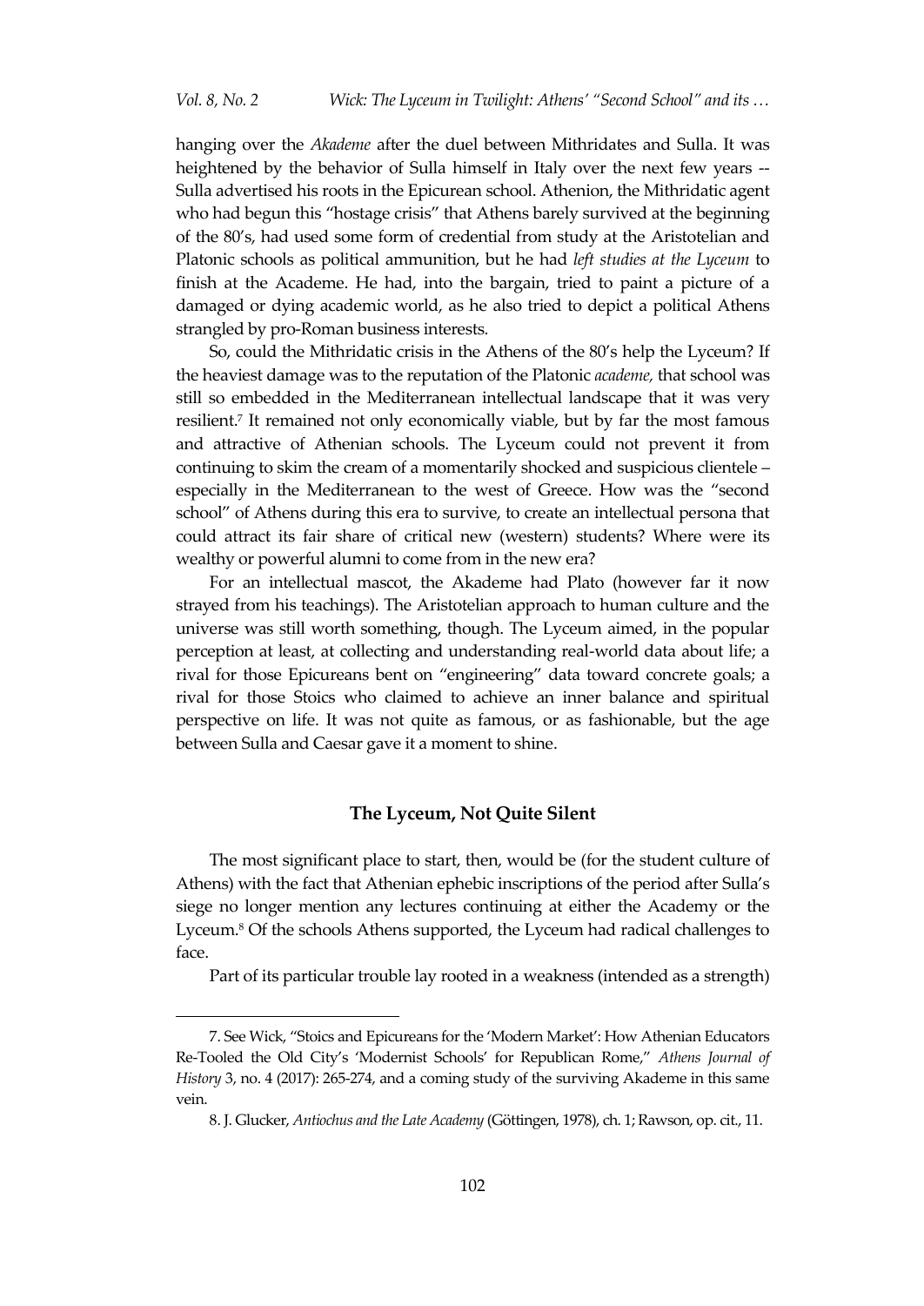hanging over the *Akademe* after the duel between Mithridates and Sulla. It was heightened by the behavior of Sulla himself in Italy over the next few years -- Sulla advertised his roots in the Epicurean school. Athenion, the Mithridatic agent who had begun this "hostage crisis" that Athens barely survived at the beginning of the 80's, had used some form of credential from study at the Aristotelian and Platonic schools as political ammunition, but he had *left studies at the Lyceum* to finish at the Academe. He had, into the bargain, tried to paint a picture of a damaged or dying academic world, as he also tried to depict a political Athens strangled by pro-Roman business interests.

So, could the Mithridatic crisis in the Athens of the 80's help the Lyceum? If the heaviest damage was to the reputation of the Platonic *academe,* that school was still so embedded in the Mediterranean intellectual landscape that it was very resilient.[7] It remained not only economically viable, but by far the most famous and attractive of Athenian schools. The Lyceum could not prevent it from continuing to skim the cream of a momentarily shocked and suspicious clientele – especially in the Mediterranean to the west of Greece. How was the "second school" of Athens during this era to survive, to create an intellectual persona that could attract its fair share of critical new (western) students? Where were its wealthy or powerful alumni to come from in the new era?

For an intellectual mascot, the Akademe had Plato (however far it now strayed from his teachings). The Aristotelian approach to human culture and the universe was still worth something, though. The Lyceum aimed, in the popular perception at least, at collecting and understanding real-world data about life; a rival for those Epicureans bent on "engineering" data toward concrete goals; a rival for those Stoics who claimed to achieve an inner balance and spiritual perspective on life. It was not quite as famous, or as fashionable, but the age between Sulla and Caesar gave it a moment to shine.

## The Lyceum, Not Quite Silent

The most significant place to start, then, would be (for the student culture of Athens) with the fact that Athenian ephebic inscriptions of the period after Sulla's siege no longer mention any lectures continuing at either the Academy or the Lyceum.[8] Of the schools Athens supported, the Lyceum had radical challenges to face.

Part of its particular trouble lay rooted in a weakness (intended as a strength)

---

7. See Wick, "Stoics and Epicureans for the 'Modern Market': How Athenian Educators Re-Tooled the Old City's 'Modernist Schools' for Republican Rome," *Athens Journal of History* 3, no. 4 (2017): 265-274, and a coming study of the surviving Akademe in this same vein.

8. J. Glucker, *Antiochus and the Late Academy* (Göttingen, 1978), ch. 1; Rawson, op. cit., 11.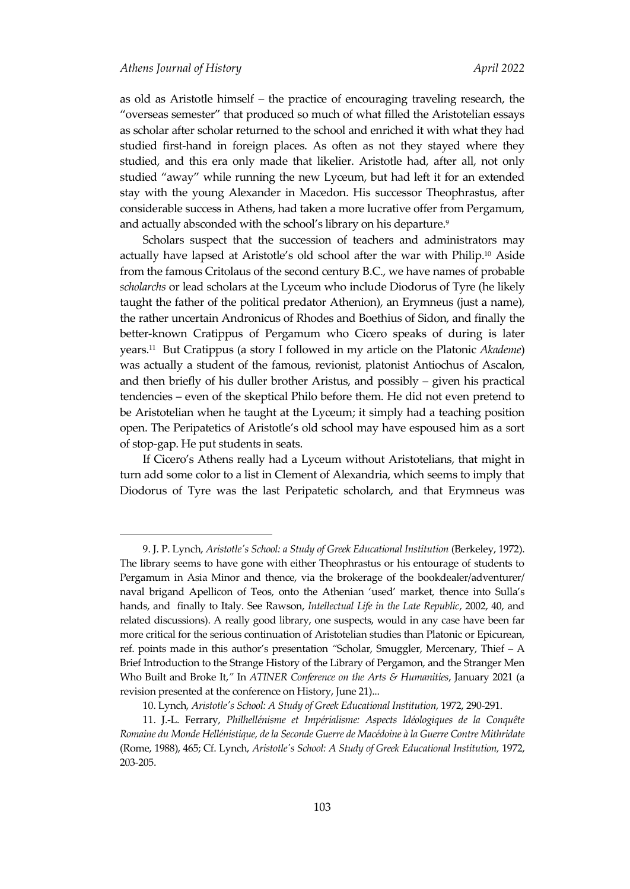as old as Aristotle himself – the practice of encouraging traveling research, the "overseas semester" that produced so much of what filled the Aristotelian essays as scholar after scholar returned to the school and enriched it with what they had studied first-hand in foreign places. As often as not they stayed where they studied, and this era only made that likelier. Aristotle had, after all, not only studied "away" while running the new Lyceum, but had left it for an extended stay with the young Alexander in Macedon. His successor Theophrastus, after considerable success in Athens, had taken a more lucrative offer from Pergamum, and actually absconded with the school's library on his departure.[9]

Scholars suspect that the succession of teachers and administrators may actually have lapsed at Aristotle's old school after the war with Philip.[10] Aside from the famous Critolaus of the second century B.C., we have names of probable *scholarchs* or lead scholars at the Lyceum who include Diodorus of Tyre (he likely taught the father of the political predator Athenion), an Erymneus (just a name), the rather uncertain Andronicus of Rhodes and Boethius of Sidon, and finally the better-known Cratippus of Pergamum who Cicero speaks of during is later years.[11] But Cratippus (a story I followed in my article on the Platonic *Akademe*) was actually a student of the famous, revionist, platonist Antiochus of Ascalon, and then briefly of his duller brother Aristus, and possibly – given his practical tendencies – even of the skeptical Philo before them. He did not even pretend to be Aristotelian when he taught at the Lyceum; it simply had a teaching position open. The Peripatetics of Aristotle's old school may have espoused him as a sort of stop-gap. He put students in seats.

If Cicero's Athens really had a Lyceum without Aristotelians, that might in turn add some color to a list in Clement of Alexandria, which seems to imply that Diodorus of Tyre was the last Peripatetic scholarch, and that Erymneus was

---

9. J. P. Lynch, *Aristotle's School: a Study of Greek Educational Institution* (Berkeley, 1972). The library seems to have gone with either Theophrastus or his entourage of students to Pergamum in Asia Minor and thence, via the brokerage of the bookdealer/adventurer/ naval brigand Apellicon of Teos, onto the Athenian 'used' market, thence into Sulla's hands, and finally to Italy. See Rawson, *Intellectual Life in the Late Republic*, 2002, 40, and related discussions). A really good library, one suspects, would in any case have been far more critical for the serious continuation of Aristotelian studies than Platonic or Epicurean, ref. points made in this author's presentation "Scholar, Smuggler, Mercenary, Thief – A Brief Introduction to the Strange History of the Library of Pergamon, and the Stranger Men Who Built and Broke It," In *ATINER Conference on the Arts & Humanities*, January 2021 (a revision presented at the conference on History, June 21)...

10. Lynch, *Aristotle's School: A Study of Greek Educational Institution,* 1972, 290-291.

11. J.-L. Ferrary, *Philhellénisme et Impérialisme: Aspects Idéologiques de la Conquête Romaine du Monde Hellénistique, de la Seconde Guerre de Macédoine à la Guerre Contre Mithridate* (Rome, 1988), 465; Cf. Lynch, *Aristotle's School: A Study of Greek Educational Institution,* 1972, 203-205.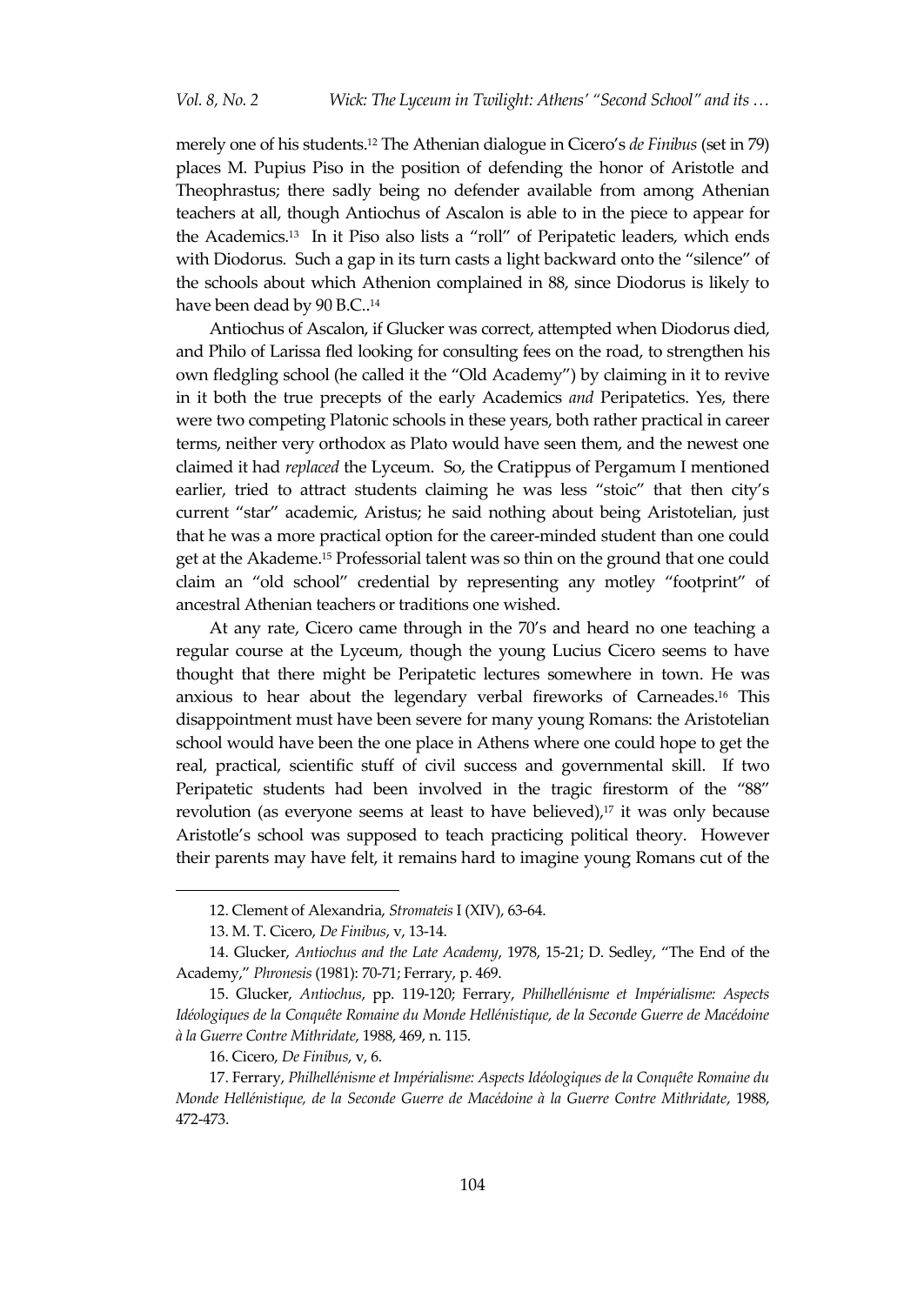merely one of his students.[12] The Athenian dialogue in Cicero's *de Finibus* (set in 79) places M. Pupius Piso in the position of defending the honor of Aristotle and Theophrastus; there sadly being no defender available from among Athenian teachers at all, though Antiochus of Ascalon is able to in the piece to appear for the Academics.[13] In it Piso also lists a "roll" of Peripatetic leaders, which ends with Diodorus. Such a gap in its turn casts a light backward onto the "silence" of the schools about which Athenion complained in 88, since Diodorus is likely to have been dead by 90 B.C..[14]

Antiochus of Ascalon, if Glucker was correct, attempted when Diodorus died, and Philo of Larissa fled looking for consulting fees on the road, to strengthen his own fledgling school (he called it the "Old Academy") by claiming in it to revive in it both the true precepts of the early Academics *and* Peripatetics. Yes, there were two competing Platonic schools in these years, both rather practical in career terms, neither very orthodox as Plato would have seen them, and the newest one claimed it had *replaced* the Lyceum. So, the Cratippus of Pergamum I mentioned earlier, tried to attract students claiming he was less "stoic" that then city's current "star" academic, Aristus; he said nothing about being Aristotelian, just that he was a more practical option for the career-minded student than one could get at the Akademe.[15] Professorial talent was so thin on the ground that one could claim an "old school" credential by representing any motley "footprint" of ancestral Athenian teachers or traditions one wished.

At any rate, Cicero came through in the 70's and heard no one teaching a regular course at the Lyceum, though the young Lucius Cicero seems to have thought that there might be Peripatetic lectures somewhere in town. He was anxious to hear about the legendary verbal fireworks of Carneades.[16] This disappointment must have been severe for many young Romans: the Aristotelian school would have been the one place in Athens where one could hope to get the real, practical, scientific stuff of civil success and governmental skill. If two Peripatetic students had been involved in the tragic firestorm of the "88" revolution (as everyone seems at least to have believed),[17] it was only because Aristotle's school was supposed to teach practicing political theory. However their parents may have felt, it remains hard to imagine young Romans cut of the

---

12. Clement of Alexandria, *Stromateis* I (XIV), 63-64.

13. M. T. Cicero, *De Finibus*, v, 13-14.

14. Glucker, *Antiochus and the Late Academy*, 1978, 15-21; D. Sedley, "The End of the Academy," *Phronesis* (1981): 70-71; Ferrary, p. 469.

15. Glucker, *Antiochus*, pp. 119-120; Ferrary, *Philhellénisme et Impérialisme: Aspects Idéologiques de la Conquête Romaine du Monde Hellénistique, de la Seconde Guerre de Macédoine à la Guerre Contre Mithridate*, 1988, 469, n. 115.

16. Cicero, *De Finibus*, v, 6.

17. Ferrary, *Philhellénisme et Impérialisme: Aspects Idéologiques de la Conquête Romaine du Monde Hellénistique, de la Seconde Guerre de Macédoine à la Guerre Contre Mithridate*, 1988, 472-473.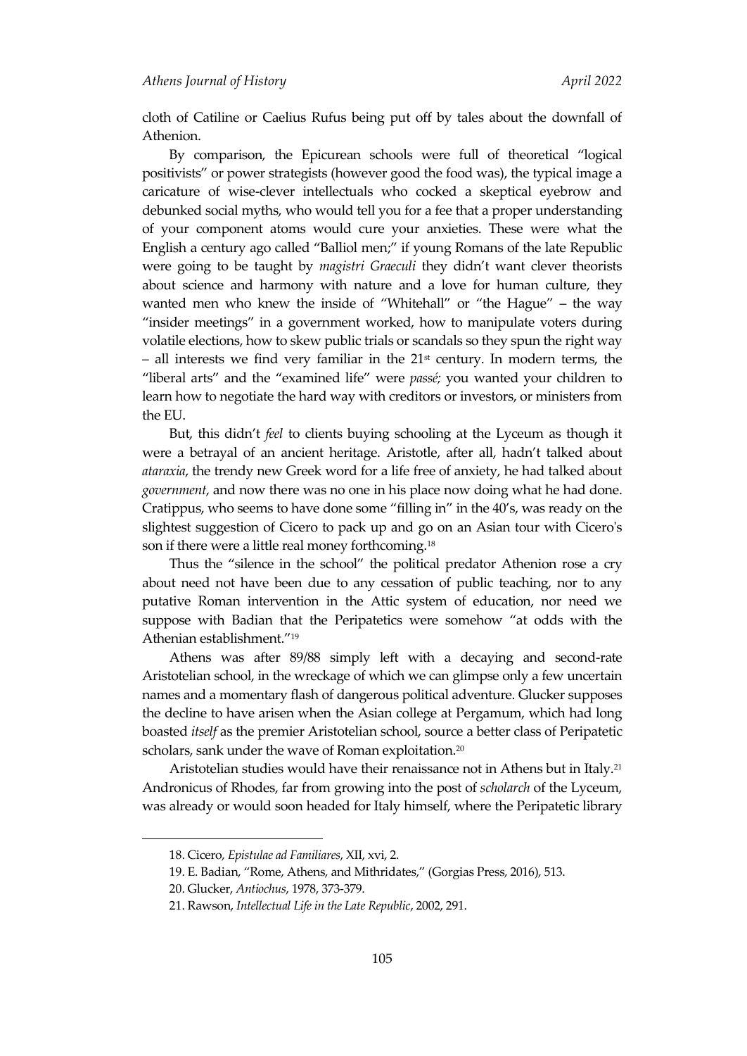cloth of Catiline or Caelius Rufus being put off by tales about the downfall of Athenion.

By comparison, the Epicurean schools were full of theoretical "logical positivists" or power strategists (however good the food was), the typical image a caricature of wise-clever intellectuals who cocked a skeptical eyebrow and debunked social myths, who would tell you for a fee that a proper understanding of your component atoms would cure your anxieties. These were what the English a century ago called "Balliol men;" if young Romans of the late Republic were going to be taught by *magistri Graeculi* they didn't want clever theorists about science and harmony with nature and a love for human culture, they wanted men who knew the inside of "Whitehall" or "the Hague" – the way "insider meetings" in a government worked, how to manipulate voters during volatile elections, how to skew public trials or scandals so they spun the right way – all interests we find very familiar in the 21st century. In modern terms, the "liberal arts" and the "examined life" were *passé;* you wanted your children to learn how to negotiate the hard way with creditors or investors, or ministers from the EU.

But, this didn't *feel* to clients buying schooling at the Lyceum as though it were a betrayal of an ancient heritage. Aristotle, after all, hadn't talked about *ataraxia*, the trendy new Greek word for a life free of anxiety, he had talked about *government*, and now there was no one in his place now doing what he had done. Cratippus, who seems to have done some "filling in" in the 40's, was ready on the slightest suggestion of Cicero to pack up and go on an Asian tour with Cicero's son if there were a little real money forthcoming.[18]

Thus the "silence in the school" the political predator Athenion rose a cry about need not have been due to any cessation of public teaching, nor to any putative Roman intervention in the Attic system of education, nor need we suppose with Badian that the Peripatetics were somehow "at odds with the Athenian establishment."[19]

Athens was after 89/88 simply left with a decaying and second-rate Aristotelian school, in the wreckage of which we can glimpse only a few uncertain names and a momentary flash of dangerous political adventure. Glucker supposes the decline to have arisen when the Asian college at Pergamum, which had long boasted *itself* as the premier Aristotelian school, source a better class of Peripatetic scholars, sank under the wave of Roman exploitation.[20]

Aristotelian studies would have their renaissance not in Athens but in Italy.[21] Andronicus of Rhodes, far from growing into the post of *scholarch* of the Lyceum, was already or would soon headed for Italy himself, where the Peripatetic library

---

18. Cicero, *Epistulae ad Familiares*, XII, xvi, 2.

19. E. Badian, "Rome, Athens, and Mithridates," (Gorgias Press, 2016), 513.

20. Glucker, *Antiochus*, 1978, 373-379.

21. Rawson, *Intellectual Life in the Late Republic*, 2002, 291.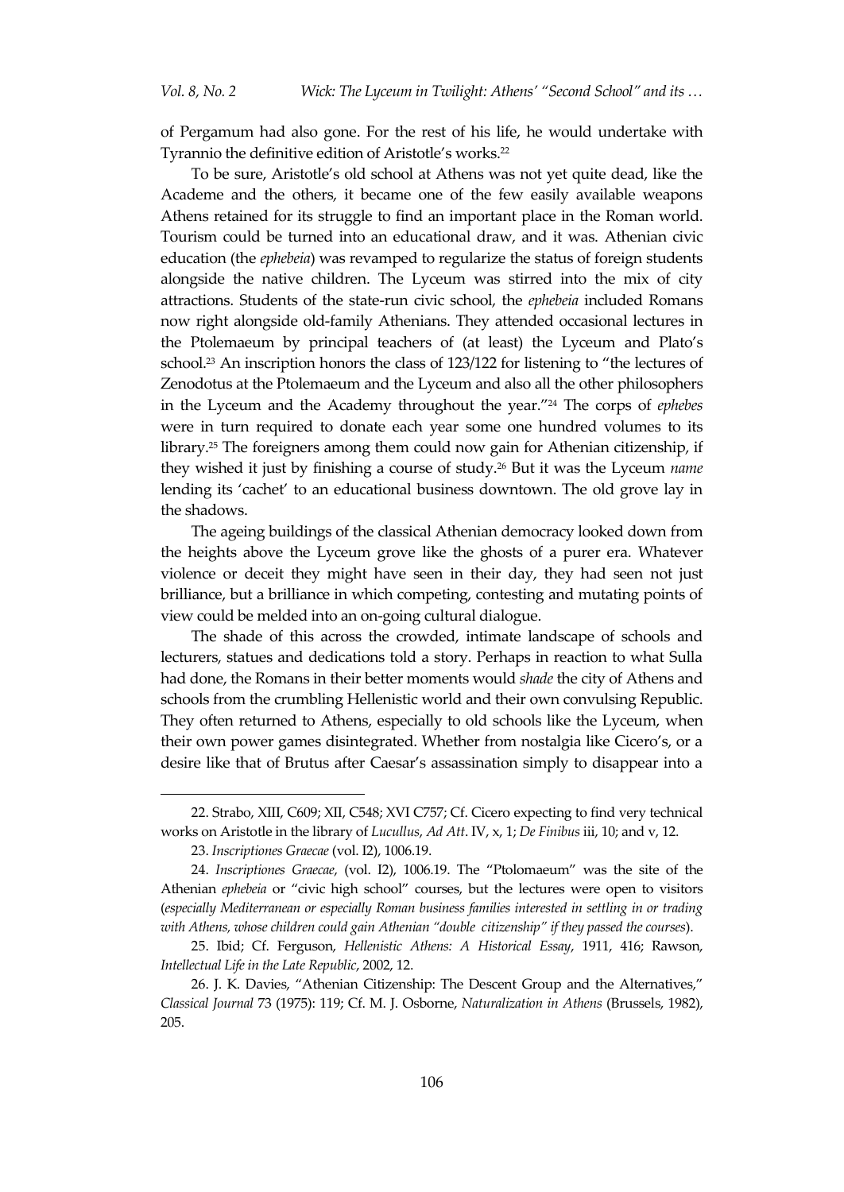of Pergamum had also gone. For the rest of his life, he would undertake with Tyrannio the definitive edition of Aristotle's works.[22]

To be sure, Aristotle's old school at Athens was not yet quite dead, like the Academe and the others, it became one of the few easily available weapons Athens retained for its struggle to find an important place in the Roman world. Tourism could be turned into an educational draw, and it was. Athenian civic education (the *ephebeia*) was revamped to regularize the status of foreign students alongside the native children. The Lyceum was stirred into the mix of city attractions. Students of the state-run civic school, the *ephebeia* included Romans now right alongside old-family Athenians. They attended occasional lectures in the Ptolemaeum by principal teachers of (at least) the Lyceum and Plato's school.[23] An inscription honors the class of 123/122 for listening to "the lectures of Zenodotus at the Ptolemaeum and the Lyceum and also all the other philosophers in the Lyceum and the Academy throughout the year."[24] The corps of *ephebes* were in turn required to donate each year some one hundred volumes to its library.[25] The foreigners among them could now gain for Athenian citizenship, if they wished it just by finishing a course of study.[26] But it was the Lyceum *name* lending its 'cachet' to an educational business downtown. The old grove lay in the shadows.

The ageing buildings of the classical Athenian democracy looked down from the heights above the Lyceum grove like the ghosts of a purer era. Whatever violence or deceit they might have seen in their day, they had seen not just brilliance, but a brilliance in which competing, contesting and mutating points of view could be melded into an on-going cultural dialogue.

The shade of this across the crowded, intimate landscape of schools and lecturers, statues and dedications told a story. Perhaps in reaction to what Sulla had done, the Romans in their better moments would *shade* the city of Athens and schools from the crumbling Hellenistic world and their own convulsing Republic. They often returned to Athens, especially to old schools like the Lyceum, when their own power games disintegrated. Whether from nostalgia like Cicero's, or a desire like that of Brutus after Caesar's assassination simply to disappear into a

---

22. Strabo, XIII, C609; XII, C548; XVI C757; Cf. Cicero expecting to find very technical works on Aristotle in the library of *Lucullus*, *Ad Att*. IV, x, 1; *De Finibus* iii, 10; and v, 12.

23. *Inscriptiones Graecae* (vol. I2), 1006.19.

24. *Inscriptiones Graecae*, (vol. I2), 1006.19. The "Ptolomaeum" was the site of the Athenian *ephebeia* or "civic high school" courses, but the lectures were open to visitors (*especially Mediterranean or especially Roman business families interested in settling in or trading with Athens, whose children could gain Athenian "double citizenship" if they passed the courses*).

25. Ibid; Cf. Ferguson, *Hellenistic Athens: A Historical Essay*, 1911, 416; Rawson, *Intellectual Life in the Late Republic*, 2002, 12.

26. J. K. Davies, "Athenian Citizenship: The Descent Group and the Alternatives," *Classical Journal* 73 (1975): 119; Cf. M. J. Osborne, *Naturalization in Athens* (Brussels, 1982), 205.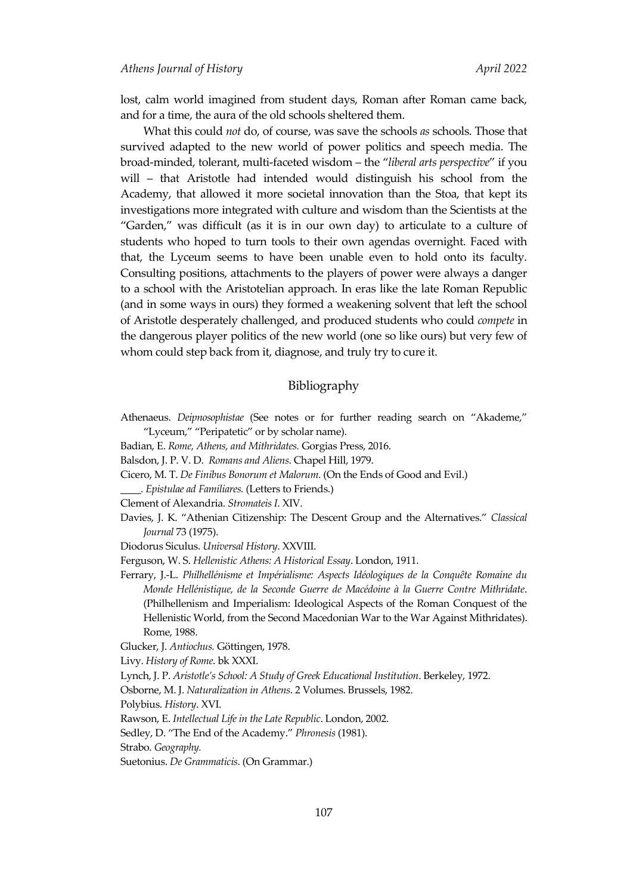lost, calm world imagined from student days, Roman after Roman came back, and for a time, the aura of the old schools sheltered them.

What this could *not* do, of course, was save the schools *as* schools. Those that survived adapted to the new world of power politics and speech media. The broad-minded, tolerant, multi-faceted wisdom – the "*liberal arts perspective*" if you will – that Aristotle had intended would distinguish his school from the Academy, that allowed it more societal innovation than the Stoa, that kept its investigations more integrated with culture and wisdom than the Scientists at the "Garden," was difficult (as it is in our own day) to articulate to a culture of students who hoped to turn tools to their own agendas overnight. Faced with that, the Lyceum seems to have been unable even to hold onto its faculty. Consulting positions, attachments to the players of power were always a danger to a school with the Aristotelian approach. In eras like the late Roman Republic (and in some ways in ours) they formed a weakening solvent that left the school of Aristotle desperately challenged, and produced students who could *compete* in the dangerous player politics of the new world (one so like ours) but very few of whom could step back from it, diagnose, and truly try to cure it.

## Bibliography

Athenaeus. *Deipnosophistae* (See notes or for further reading search on "Akademe," "Lyceum," "Peripatetic" or by scholar name).

Badian, E. *Rome, Athens, and Mithridates.* Gorgias Press, 2016.

Balsdon, J. P. V. D. *Romans and Aliens*. Chapel Hill, 1979.

Cicero, M. T. *De Finibus Bonorum et Malorum.* (On the Ends of Good and Evil.)

____. *Epistulae ad Familiares.* (Letters to Friends.)

Clement of Alexandria. *Stromateis I*. XIV.

Davies, J. K. "Athenian Citizenship: The Descent Group and the Alternatives." *Classical Journal* 73 (1975).

Diodorus Siculus. *Universal History*. XXVIII.

Ferguson, W. S. *Hellenistic Athens: A Historical Essay*. London, 1911.

Ferrary, J.-L. *Philhellénisme et Impérialisme: Aspects Idéologiques de la Conquête Romaine du Monde Hellénistique, de la Seconde Guerre de Macédoine à la Guerre Contre Mithridate*. (Philhellenism and Imperialism: Ideological Aspects of the Roman Conquest of the Hellenistic World, from the Second Macedonian War to the War Against Mithridates). Rome, 1988.

Glucker, J. *Antiochus.* Göttingen, 1978.

Livy. *History of Rome.* bk XXXI.

Lynch, J. P. *Aristotle's School: A Study of Greek Educational Institution*. Berkeley, 1972.

Osborne, M. J. *Naturalization in Athens*. 2 Volumes. Brussels, 1982.

Polybius. *History*. XVI.

Rawson, E. *Intellectual Life in the Late Republic*. London, 2002.

Sedley, D. "The End of the Academy." *Phronesis* (1981).

Strabo. *Geography.*

Suetonius. *De Grammaticis*. (On Grammar.)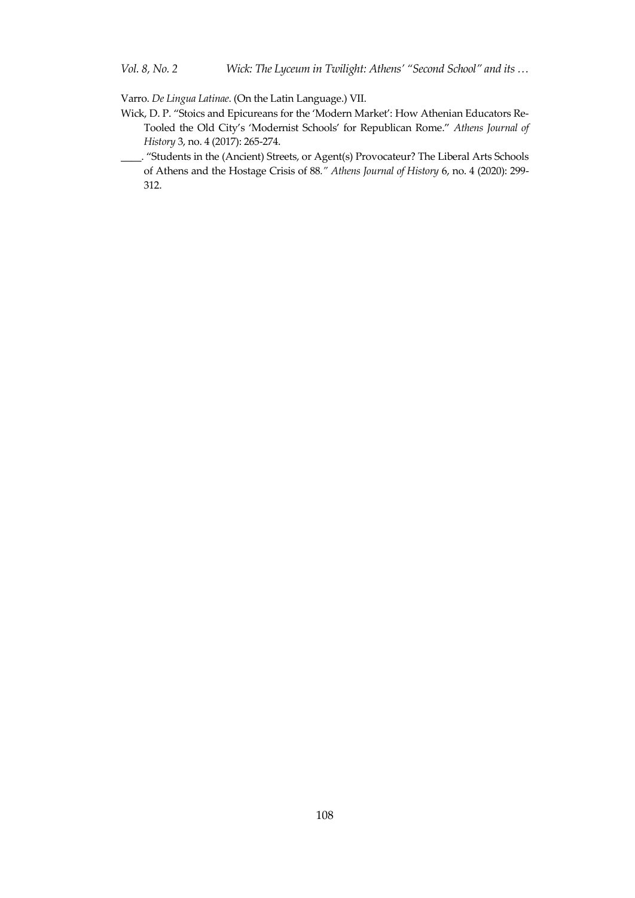Varro. *De Lingua Latinae*. (On the Latin Language.) VII.

Wick, D. P. "Stoics and Epicureans for the 'Modern Market': How Athenian Educators Re-Tooled the Old City's 'Modernist Schools' for Republican Rome." *Athens Journal of History* 3, no. 4 (2017): 265-274.

____. "Students in the (Ancient) Streets, or Agent(s) Provocateur? The Liberal Arts Schools of Athens and the Hostage Crisis of 88." *Athens Journal of History* 6, no. 4 (2020): 299-312.